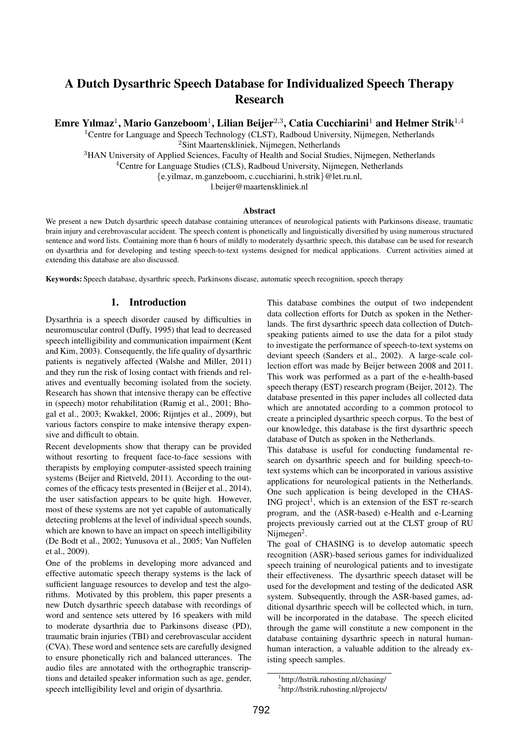# A Dutch Dysarthric Speech Database for Individualized Speech Therapy Research

**Emre Yılmaz[1], Mario Ganzeboom[1], Lilian Beijer[2,3], Catia Cucchiarini[1] and Helmer Strik[1,4]**

[1]Centre for Language and Speech Technology (CLST), Radboud University, Nijmegen, Netherlands
[2]Sint Maartenskliniek, Nijmegen, Netherlands
[3]HAN University of Applied Sciences, Faculty of Health and Social Studies, Nijmegen, Netherlands
[4]Centre for Language Studies (CLS), Radboud University, Nijmegen, Netherlands
{e.yilmaz, m.ganzeboom, c.cucchiarini, h.strik}@let.ru.nl,
l.beijer@maartenskliniek.nl

## Abstract

We present a new Dutch dysarthric speech database containing utterances of neurological patients with Parkinsons disease, traumatic brain injury and cerebrovascular accident. The speech content is phonetically and linguistically diversified by using numerous structured sentence and word lists. Containing more than 6 hours of mildly to moderately dysarthric speech, this database can be used for research on dysarthria and for developing and testing speech-to-text systems designed for medical applications. Current activities aimed at extending this database are also discussed.

**Keywords:** Speech database, dysarthric speech, Parkinsons disease, automatic speech recognition, speech therapy

## 1. Introduction

Dysarthria is a speech disorder caused by difficulties in neuromuscular control (Duffy, 1995) that lead to decreased speech intelligibility and communication impairment (Kent and Kim, 2003). Consequently, the life quality of dysarthric patients is negatively affected (Walshe and Miller, 2011) and they run the risk of losing contact with friends and relatives and eventually becoming isolated from the society. Research has shown that intensive therapy can be effective in (speech) motor rehabilitation (Ramig et al., 2001; Bhogal et al., 2003; Kwakkel, 2006; Rijntjes et al., 2009), but various factors conspire to make intensive therapy expensive and difficult to obtain.

Recent developments show that therapy can be provided without resorting to frequent face-to-face sessions with therapists by employing computer-assisted speech training systems (Beijer and Rietveld, 2011). According to the outcomes of the efficacy tests presented in (Beijer et al., 2014), the user satisfaction appears to be quite high. However, most of these systems are not yet capable of automatically detecting problems at the level of individual speech sounds, which are known to have an impact on speech intelligibility (De Bodt et al., 2002; Yunusova et al., 2005; Van Nuffelen et al., 2009).

One of the problems in developing more advanced and effective automatic speech therapy systems is the lack of sufficient language resources to develop and test the algorithms. Motivated by this problem, this paper presents a new Dutch dysarthric speech database with recordings of word and sentence sets uttered by 16 speakers with mild to moderate dysarthria due to Parkinsons disease (PD), traumatic brain injuries (TBI) and cerebrovascular accident (CVA). These word and sentence sets are carefully designed to ensure phonetically rich and balanced utterances. The audio files are annotated with the orthographic transcriptions and detailed speaker information such as age, gender, speech intelligibility level and origin of dysarthria.

This database combines the output of two independent data collection efforts for Dutch as spoken in the Netherlands. The first dysarthric speech data collection of Dutch-speaking patients aimed to use the data for a pilot study to investigate the performance of speech-to-text systems on deviant speech (Sanders et al., 2002). A large-scale collection effort was made by Beijer between 2008 and 2011. This work was performed as a part of the e-health-based speech therapy (EST) research program (Beijer, 2012). The database presented in this paper includes all collected data which are annotated according to a common protocol to create a principled dysarthric speech corpus. To the best of our knowledge, this database is the first dysarthric speech database of Dutch as spoken in the Netherlands.

This database is useful for conducting fundamental research on dysarthric speech and for building speech-to-text systems which can be incorporated in various assistive applications for neurological patients in the Netherlands. One such application is being developed in the CHASING project[1], which is an extension of the EST re-search program, and the (ASR-based) e-Health and e-Learning projects previously carried out at the CLST group of RU Nijmegen[2].

The goal of CHASING is to develop automatic speech recognition (ASR)-based serious games for individualized speech training of neurological patients and to investigate their effectiveness. The dysarthric speech dataset will be used for the development and testing of the dedicated ASR system. Subsequently, through the ASR-based games, additional dysarthric speech will be collected which, in turn, will be incorporated in the database. The speech elicited through the game will constitute a new component in the database containing dysarthric speech in natural human-human interaction, a valuable addition to the already existing speech samples.

[1]http://hstrik.ruhosting.nl/chasing/

[2]http://hstrik.ruhosting.nl/projects/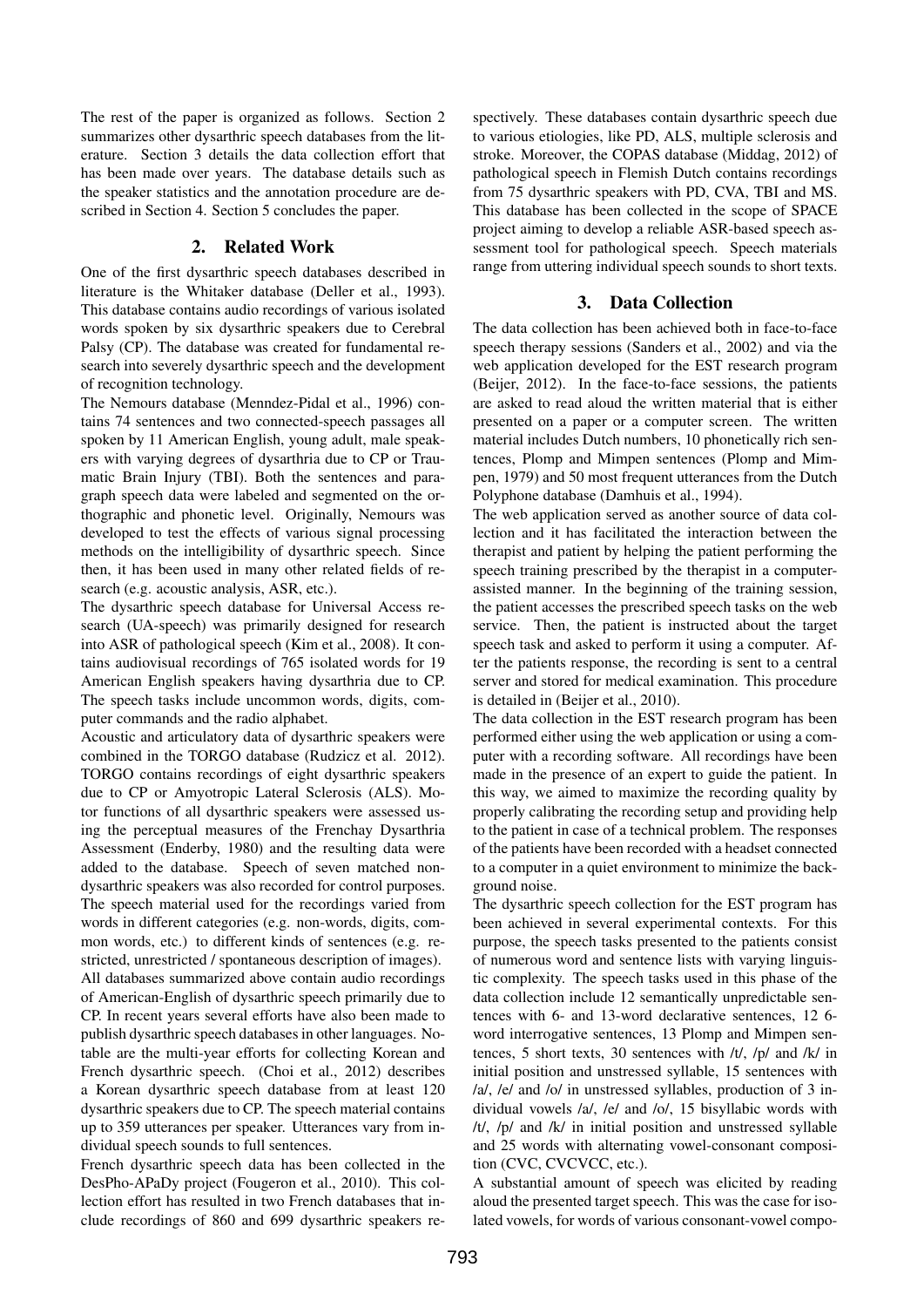The rest of the paper is organized as follows. Section 2 summarizes other dysarthric speech databases from the literature. Section 3 details the data collection effort that has been made over years. The database details such as the speaker statistics and the annotation procedure are described in Section 4. Section 5 concludes the paper.

## 2. Related Work

One of the first dysarthric speech databases described in literature is the Whitaker database (Deller et al., 1993). This database contains audio recordings of various isolated words spoken by six dysarthric speakers due to Cerebral Palsy (CP). The database was created for fundamental research into severely dysarthric speech and the development of recognition technology.

The Nemours database (Menndez-Pidal et al., 1996) contains 74 sentences and two connected-speech passages all spoken by 11 American English, young adult, male speakers with varying degrees of dysarthria due to CP or Traumatic Brain Injury (TBI). Both the sentences and paragraph speech data were labeled and segmented on the orthographic and phonetic level. Originally, Nemours was developed to test the effects of various signal processing methods on the intelligibility of dysarthric speech. Since then, it has been used in many other related fields of research (e.g. acoustic analysis, ASR, etc.).

The dysarthric speech database for Universal Access research (UA-speech) was primarily designed for research into ASR of pathological speech (Kim et al., 2008). It contains audiovisual recordings of 765 isolated words for 19 American English speakers having dysarthria due to CP. The speech tasks include uncommon words, digits, computer commands and the radio alphabet.

Acoustic and articulatory data of dysarthric speakers were combined in the TORGO database (Rudzicz et al. 2012). TORGO contains recordings of eight dysarthric speakers due to CP or Amyotropic Lateral Sclerosis (ALS). Motor functions of all dysarthric speakers were assessed using the perceptual measures of the Frenchay Dysarthria Assessment (Enderby, 1980) and the resulting data were added to the database. Speech of seven matched non-dysarthric speakers was also recorded for control purposes. The speech material used for the recordings varied from words in different categories (e.g. non-words, digits, common words, etc.) to different kinds of sentences (e.g. restricted, unrestricted / spontaneous description of images).

All databases summarized above contain audio recordings of American-English of dysarthric speech primarily due to CP. In recent years several efforts have also been made to publish dysarthric speech databases in other languages. Notable are the multi-year efforts for collecting Korean and French dysarthric speech. (Choi et al., 2012) describes a Korean dysarthric speech database from at least 120 dysarthric speakers due to CP. The speech material contains up to 359 utterances per speaker. Utterances vary from individual speech sounds to full sentences.

French dysarthric speech data has been collected in the DesPho-APaDy project (Fougeron et al., 2010). This collection effort has resulted in two French databases that include recordings of 860 and 699 dysarthric speakers respectively. These databases contain dysarthric speech due to various etiologies, like PD, ALS, multiple sclerosis and stroke. Moreover, the COPAS database (Middag, 2012) of pathological speech in Flemish Dutch contains recordings from 75 dysarthric speakers with PD, CVA, TBI and MS. This database has been collected in the scope of SPACE project aiming to develop a reliable ASR-based speech assessment tool for pathological speech. Speech materials range from uttering individual speech sounds to short texts.

## 3. Data Collection

The data collection has been achieved both in face-to-face speech therapy sessions (Sanders et al., 2002) and via the web application developed for the EST research program (Beijer, 2012). In the face-to-face sessions, the patients are asked to read aloud the written material that is either presented on a paper or a computer screen. The written material includes Dutch numbers, 10 phonetically rich sentences, Plomp and Mimpen sentences (Plomp and Mimpen, 1979) and 50 most frequent utterances from the Dutch Polyphone database (Damhuis et al., 1994).

The web application served as another source of data collection and it has facilitated the interaction between the therapist and patient by helping the patient performing the speech training prescribed by the therapist in a computer-assisted manner. In the beginning of the training session, the patient accesses the prescribed speech tasks on the web service. Then, the patient is instructed about the target speech task and asked to perform it using a computer. After the patients response, the recording is sent to a central server and stored for medical examination. This procedure is detailed in (Beijer et al., 2010).

The data collection in the EST research program has been performed either using the web application or using a computer with a recording software. All recordings have been made in the presence of an expert to guide the patient. In this way, we aimed to maximize the recording quality by properly calibrating the recording setup and providing help to the patient in case of a technical problem. The responses of the patients have been recorded with a headset connected to a computer in a quiet environment to minimize the background noise.

The dysarthric speech collection for the EST program has been achieved in several experimental contexts. For this purpose, the speech tasks presented to the patients consist of numerous word and sentence lists with varying linguistic complexity. The speech tasks used in this phase of the data collection include 12 semantically unpredictable sentences with 6- and 13-word declarative sentences, 12 6-word interrogative sentences, 13 Plomp and Mimpen sentences, 5 short texts, 30 sentences with /t/, /p/ and /k/ in initial position and unstressed syllable, 15 sentences with /a/, /e/ and /o/ in unstressed syllables, production of 3 individual vowels /a/, /e/ and /o/, 15 bisyllabic words with /t/, /p/ and /k/ in initial position and unstressed syllable and 25 words with alternating vowel-consonant composition (CVC, CVCVCC, etc.).

A substantial amount of speech was elicited by reading aloud the presented target speech. This was the case for isolated vowels, for words of various consonant-vowel compo-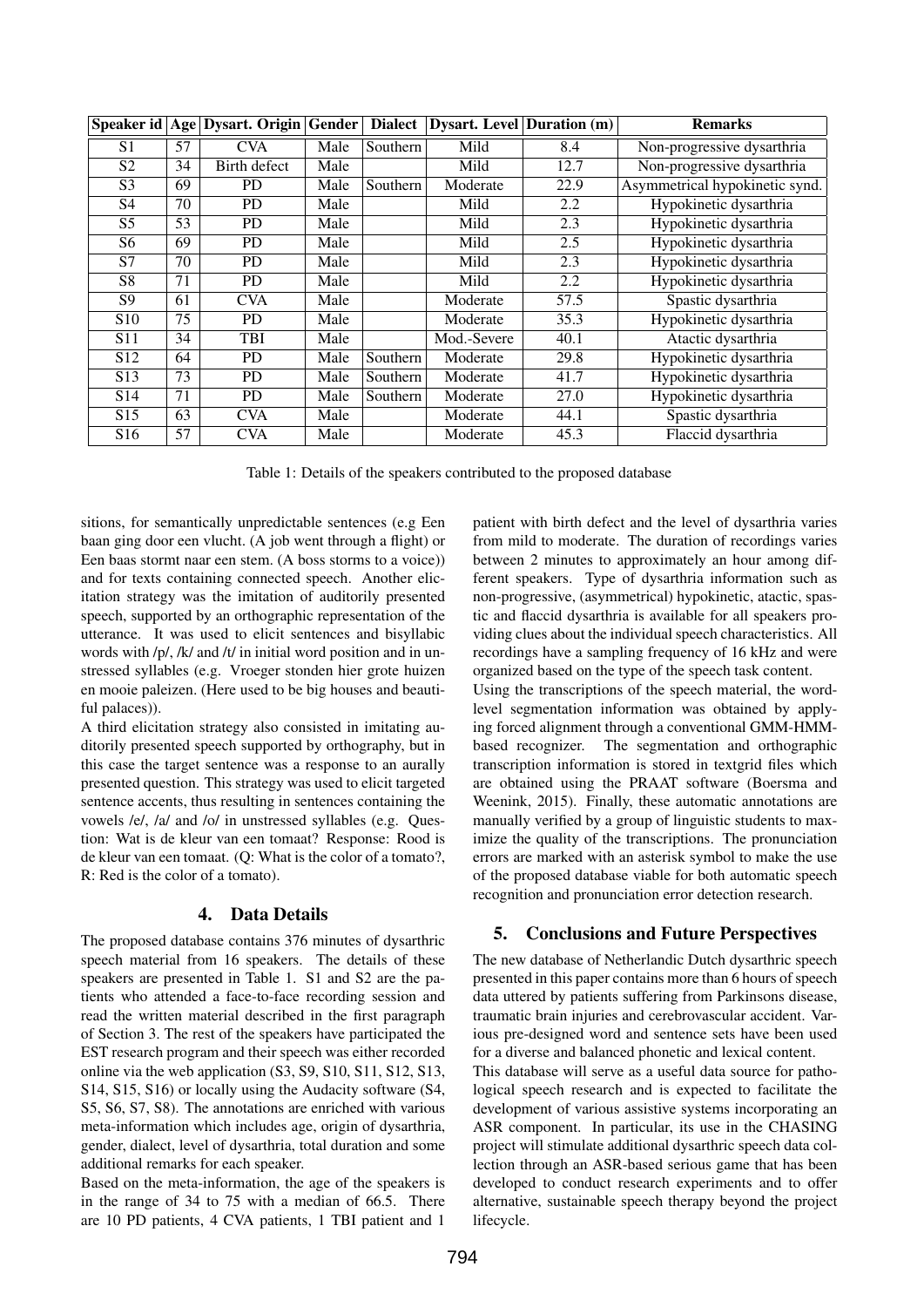| Speaker id | Age | Dysart. Origin | Gender | Dialect | Dysart. Level | Duration (m) | Remarks |
|---|---|---|---|---|---|---|---|
| S1 | 57 | CVA | Male | Southern | Mild | 8.4 | Non-progressive dysarthria |
| S2 | 34 | Birth defect | Male | | Mild | 12.7 | Non-progressive dysarthria |
| S3 | 69 | PD | Male | Southern | Moderate | 22.9 | Asymmetrical hypokinetic synd. |
| S4 | 70 | PD | Male | | Mild | 2.2 | Hypokinetic dysarthria |
| S5 | 53 | PD | Male | | Mild | 2.3 | Hypokinetic dysarthria |
| S6 | 69 | PD | Male | | Mild | 2.5 | Hypokinetic dysarthria |
| S7 | 70 | PD | Male | | Mild | 2.3 | Hypokinetic dysarthria |
| S8 | 71 | PD | Male | | Mild | 2.2 | Hypokinetic dysarthria |
| S9 | 61 | CVA | Male | | Moderate | 57.5 | Spastic dysarthria |
| S10 | 75 | PD | Male | | Moderate | 35.3 | Hypokinetic dysarthria |
| S11 | 34 | TBI | Male | | Mod.-Severe | 40.1 | Atactic dysarthria |
| S12 | 64 | PD | Male | Southern | Moderate | 29.8 | Hypokinetic dysarthria |
| S13 | 73 | PD | Male | Southern | Moderate | 41.7 | Hypokinetic dysarthria |
| S14 | 71 | PD | Male | Southern | Moderate | 27.0 | Hypokinetic dysarthria |
| S15 | 63 | CVA | Male | | Moderate | 44.1 | Spastic dysarthria |
| S16 | 57 | CVA | Male | | Moderate | 45.3 | Flaccid dysarthria |

Table 1: Details of the speakers contributed to the proposed database

sitions, for semantically unpredictable sentences (e.g Een baan ging door een vlucht. (A job went through a flight) or Een baas stormt naar een stem. (A boss storms to a voice)) and for texts containing connected speech. Another elicitation strategy was the imitation of auditorily presented speech, supported by an orthographic representation of the utterance. It was used to elicit sentences and bisyllabic words with /p/, /k/ and /t/ in initial word position and in unstressed syllables (e.g. Vroeger stonden hier grote huizen en mooie paleizen. (Here used to be big houses and beautiful palaces)).

A third elicitation strategy also consisted in imitating auditorily presented speech supported by orthography, but in this case the target sentence was a response to an aurally presented question. This strategy was used to elicit targeted sentence accents, thus resulting in sentences containing the vowels /e/, /a/ and /o/ in unstressed syllables (e.g. Question: Wat is de kleur van een tomaat? Response: Rood is de kleur van een tomaat. (Q: What is the color of a tomato?, R: Red is the color of a tomato).

## 4. Data Details

The proposed database contains 376 minutes of dysarthric speech material from 16 speakers. The details of these speakers are presented in Table 1. S1 and S2 are the patients who attended a face-to-face recording session and read the written material described in the first paragraph of Section 3. The rest of the speakers have participated the EST research program and their speech was either recorded online via the web application (S3, S9, S10, S11, S12, S13, S14, S15, S16) or locally using the Audacity software (S4, S5, S6, S7, S8). The annotations are enriched with various meta-information which includes age, origin of dysarthria, gender, dialect, level of dysarthria, total duration and some additional remarks for each speaker.

Based on the meta-information, the age of the speakers is in the range of 34 to 75 with a median of 66.5. There are 10 PD patients, 4 CVA patients, 1 TBI patient and 1 patient with birth defect and the level of dysarthria varies from mild to moderate. The duration of recordings varies between 2 minutes to approximately an hour among different speakers. Type of dysarthria information such as non-progressive, (asymmetrical) hypokinetic, atactic, spastic and flaccid dysarthria is available for all speakers providing clues about the individual speech characteristics. All recordings have a sampling frequency of 16 kHz and were organized based on the type of the speech task content.

Using the transcriptions of the speech material, the word-level segmentation information was obtained by applying forced alignment through a conventional GMM-HMM-based recognizer. The segmentation and orthographic transcription information is stored in textgrid files which are obtained using the PRAAT software (Boersma and Weenink, 2015). Finally, these automatic annotations are manually verified by a group of linguistic students to maximize the quality of the transcriptions. The pronunciation errors are marked with an asterisk symbol to make the use of the proposed database viable for both automatic speech recognition and pronunciation error detection research.

## 5. Conclusions and Future Perspectives

The new database of Netherlandic Dutch dysarthric speech presented in this paper contains more than 6 hours of speech data uttered by patients suffering from Parkinsons disease, traumatic brain injuries and cerebrovascular accident. Various pre-designed word and sentence sets have been used for a diverse and balanced phonetic and lexical content.

This database will serve as a useful data source for pathological speech research and is expected to facilitate the development of various assistive systems incorporating an ASR component. In particular, its use in the CHASING project will stimulate additional dysarthric speech data collection through an ASR-based serious game that has been developed to conduct research experiments and to offer alternative, sustainable speech therapy beyond the project lifecycle.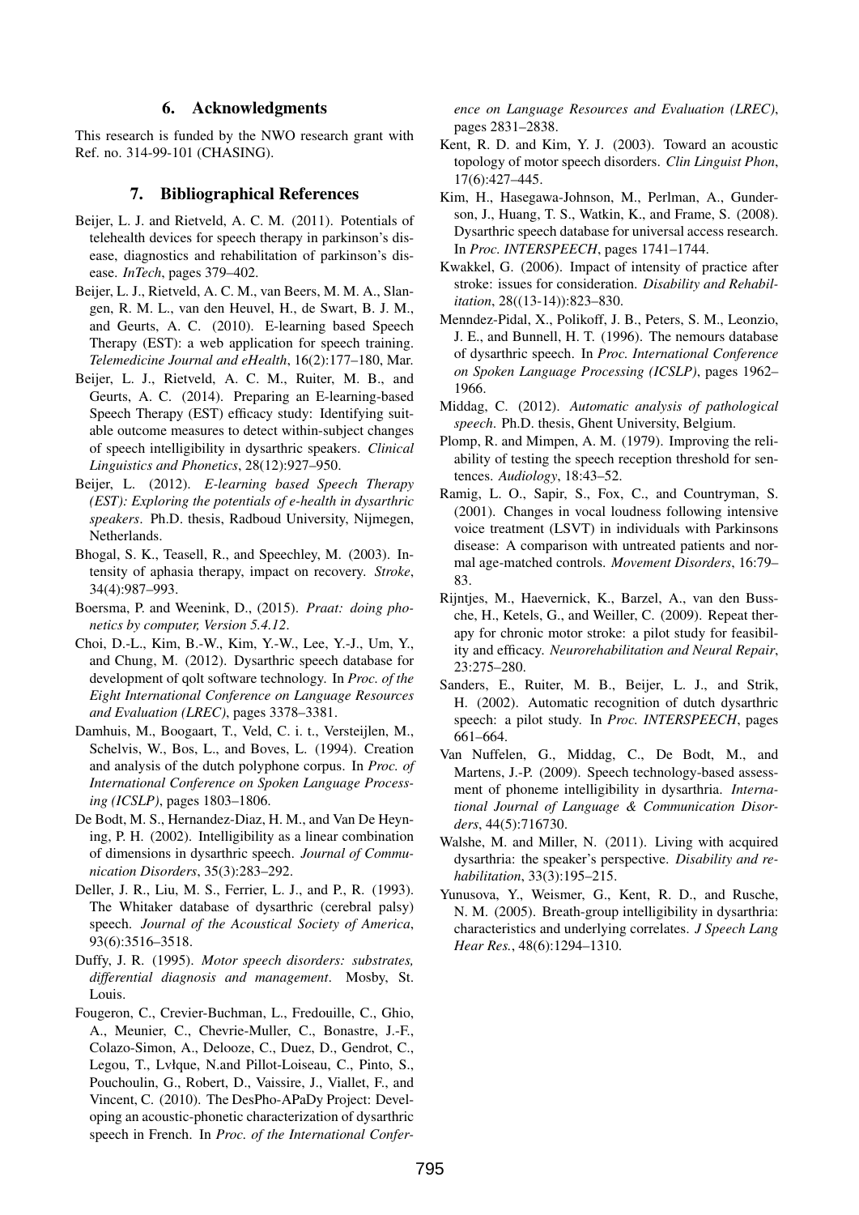## 6. Acknowledgments

This research is funded by the NWO research grant with Ref. no. 314-99-101 (CHASING).

## 7. Bibliographical References

Beijer, L. J. and Rietveld, A. C. M. (2011). Potentials of telehealth devices for speech therapy in parkinson's disease, diagnostics and rehabilitation of parkinson's disease. *InTech*, pages 379–402.

Beijer, L. J., Rietveld, A. C. M., van Beers, M. M. A., Slangen, R. M. L., van den Heuvel, H., de Swart, B. J. M., and Geurts, A. C. (2010). E-learning based Speech Therapy (EST): a web application for speech training. *Telemedicine Journal and eHealth*, 16(2):177–180, Mar.

Beijer, L. J., Rietveld, A. C. M., Ruiter, M. B., and Geurts, A. C. (2014). Preparing an E-learning-based Speech Therapy (EST) efficacy study: Identifying suitable outcome measures to detect within-subject changes of speech intelligibility in dysarthric speakers. *Clinical Linguistics and Phonetics*, 28(12):927–950.

Beijer, L. (2012). *E-learning based Speech Therapy (EST): Exploring the potentials of e-health in dysarthric speakers*. Ph.D. thesis, Radboud University, Nijmegen, Netherlands.

Bhogal, S. K., Teasell, R., and Speechley, M. (2003). Intensity of aphasia therapy, impact on recovery. *Stroke*, 34(4):987–993.

Boersma, P. and Weenink, D., (2015). *Praat: doing phonetics by computer, Version 5.4.12*.

Choi, D.-L., Kim, B.-W., Kim, Y.-W., Lee, Y.-J., Um, Y., and Chung, M. (2012). Dysarthric speech database for development of qolt software technology. In *Proc. of the Eight International Conference on Language Resources and Evaluation (LREC)*, pages 3378–3381.

Damhuis, M., Boogaart, T., Veld, C. i. t., Versteijlen, M., Schelvis, W., Bos, L., and Boves, L. (1994). Creation and analysis of the dutch polyphone corpus. In *Proc. of International Conference on Spoken Language Processing (ICSLP)*, pages 1803–1806.

De Bodt, M. S., Hernandez-Diaz, H. M., and Van De Heyning, P. H. (2002). Intelligibility as a linear combination of dimensions in dysarthric speech. *Journal of Communication Disorders*, 35(3):283–292.

Deller, J. R., Liu, M. S., Ferrier, L. J., and P., R. (1993). The Whitaker database of dysarthric (cerebral palsy) speech. *Journal of the Acoustical Society of America*, 93(6):3516–3518.

Duffy, J. R. (1995). *Motor speech disorders: substrates, differential diagnosis and management*. Mosby, St. Louis.

Fougeron, C., Crevier-Buchman, L., Fredouille, C., Ghio, A., Meunier, C., Chevrie-Muller, C., Bonastre, J.-F., Colazo-Simon, A., Delooze, C., Duez, D., Gendrot, C., Legou, T., Lvłque, N.and Pillot-Loiseau, C., Pinto, S., Pouchoulin, G., Robert, D., Vaissire, J., Viallet, F., and Vincent, C. (2010). The DesPho-APaDy Project: Developing an acoustic-phonetic characterization of dysarthric speech in French. In *Proc. of the International Conference on Language Resources and Evaluation (LREC)*, pages 2831–2838.

Kent, R. D. and Kim, Y. J. (2003). Toward an acoustic topology of motor speech disorders. *Clin Linguist Phon*, 17(6):427–445.

Kim, H., Hasegawa-Johnson, M., Perlman, A., Gunderson, J., Huang, T. S., Watkin, K., and Frame, S. (2008). Dysarthric speech database for universal access research. In *Proc. INTERSPEECH*, pages 1741–1744.

Kwakkel, G. (2006). Impact of intensity of practice after stroke: issues for consideration. *Disability and Rehabilitation*, 28((13-14)):823–830.

Menndez-Pidal, X., Polikoff, J. B., Peters, S. M., Leonzio, J. E., and Bunnell, H. T. (1996). The nemours database of dysarthric speech. In *Proc. International Conference on Spoken Language Processing (ICSLP)*, pages 1962–1966.

Middag, C. (2012). *Automatic analysis of pathological speech*. Ph.D. thesis, Ghent University, Belgium.

Plomp, R. and Mimpen, A. M. (1979). Improving the reliability of testing the speech reception threshold for sentences. *Audiology*, 18:43–52.

Ramig, L. O., Sapir, S., Fox, C., and Countryman, S. (2001). Changes in vocal loudness following intensive voice treatment (LSVT) in individuals with Parkinsons disease: A comparison with untreated patients and normal age-matched controls. *Movement Disorders*, 16:79–83.

Rijntjes, M., Haevernick, K., Barzel, A., van den Bussche, H., Ketels, G., and Weiller, C. (2009). Repeat therapy for chronic motor stroke: a pilot study for feasibility and efficacy. *Neurorehabilitation and Neural Repair*, 23:275–280.

Sanders, E., Ruiter, M. B., Beijer, L. J., and Strik, H. (2002). Automatic recognition of dutch dysarthric speech: a pilot study. In *Proc. INTERSPEECH*, pages 661–664.

Van Nuffelen, G., Middag, C., De Bodt, M., and Martens, J.-P. (2009). Speech technology-based assessment of phoneme intelligibility in dysarthria. *International Journal of Language & Communication Disorders*, 44(5):716730.

Walshe, M. and Miller, N. (2011). Living with acquired dysarthria: the speaker's perspective. *Disability and rehabilitation*, 33(3):195–215.

Yunusova, Y., Weismer, G., Kent, R. D., and Rusche, N. M. (2005). Breath-group intelligibility in dysarthria: characteristics and underlying correlates. *J Speech Lang Hear Res.*, 48(6):1294–1310.